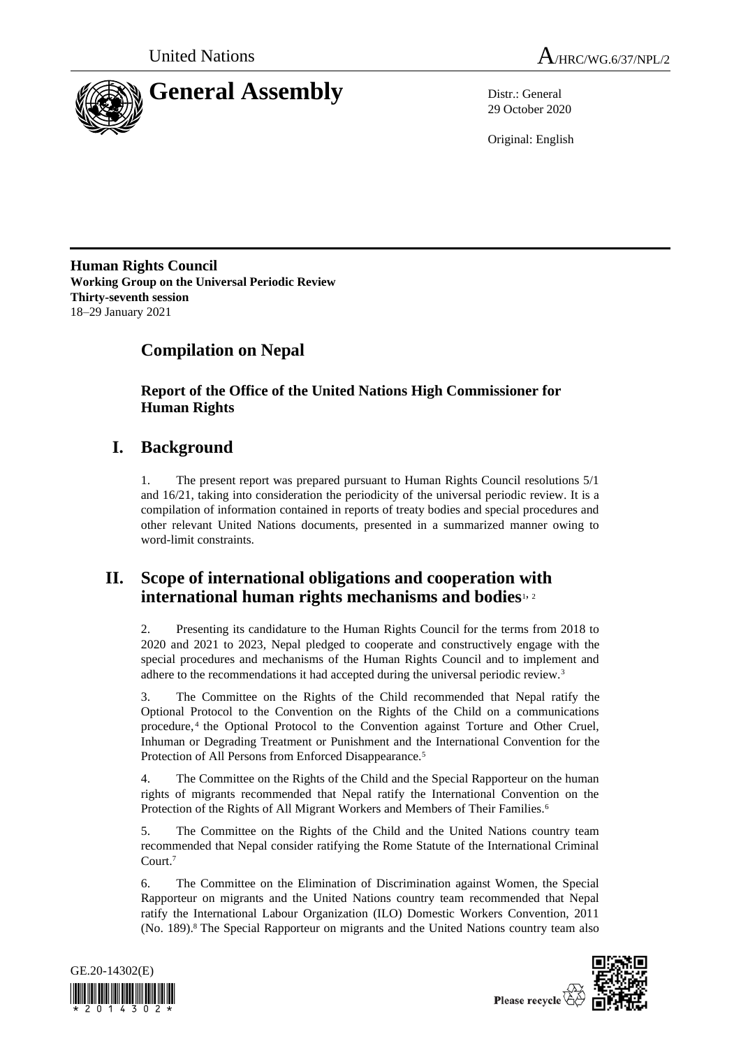United Nations A/HRC/WG.6/37/NPL/2

# General Assembly

Distr.: General
29 October 2020

Original: English

**Human Rights Council**
**Working Group on the Universal Periodic Review**
**Thirty-seventh session**
18–29 January 2021

# Compilation on Nepal

## Report of the Office of the United Nations High Commissioner for Human Rights

## I. Background

1. The present report was prepared pursuant to Human Rights Council resolutions 5/1 and 16/21, taking into consideration the periodicity of the universal periodic review. It is a compilation of information contained in reports of treaty bodies and special procedures and other relevant United Nations documents, presented in a summarized manner owing to word-limit constraints.

## II. Scope of international obligations and cooperation with international human rights mechanisms and bodies[1, 2]

2. Presenting its candidature to the Human Rights Council for the terms from 2018 to 2020 and 2021 to 2023, Nepal pledged to cooperate and constructively engage with the special procedures and mechanisms of the Human Rights Council and to implement and adhere to the recommendations it had accepted during the universal periodic review.[3]

3. The Committee on the Rights of the Child recommended that Nepal ratify the Optional Protocol to the Convention on the Rights of the Child on a communications procedure,[4] the Optional Protocol to the Convention against Torture and Other Cruel, Inhuman or Degrading Treatment or Punishment and the International Convention for the Protection of All Persons from Enforced Disappearance.[5]

4. The Committee on the Rights of the Child and the Special Rapporteur on the human rights of migrants recommended that Nepal ratify the International Convention on the Protection of the Rights of All Migrant Workers and Members of Their Families.[6]

5. The Committee on the Rights of the Child and the United Nations country team recommended that Nepal consider ratifying the Rome Statute of the International Criminal Court.[7]

6. The Committee on the Elimination of Discrimination against Women, the Special Rapporteur on migrants and the United Nations country team recommended that Nepal ratify the International Labour Organization (ILO) Domestic Workers Convention, 2011 (No. 189).[8] The Special Rapporteur on migrants and the United Nations country team also

GE.20-14302(E)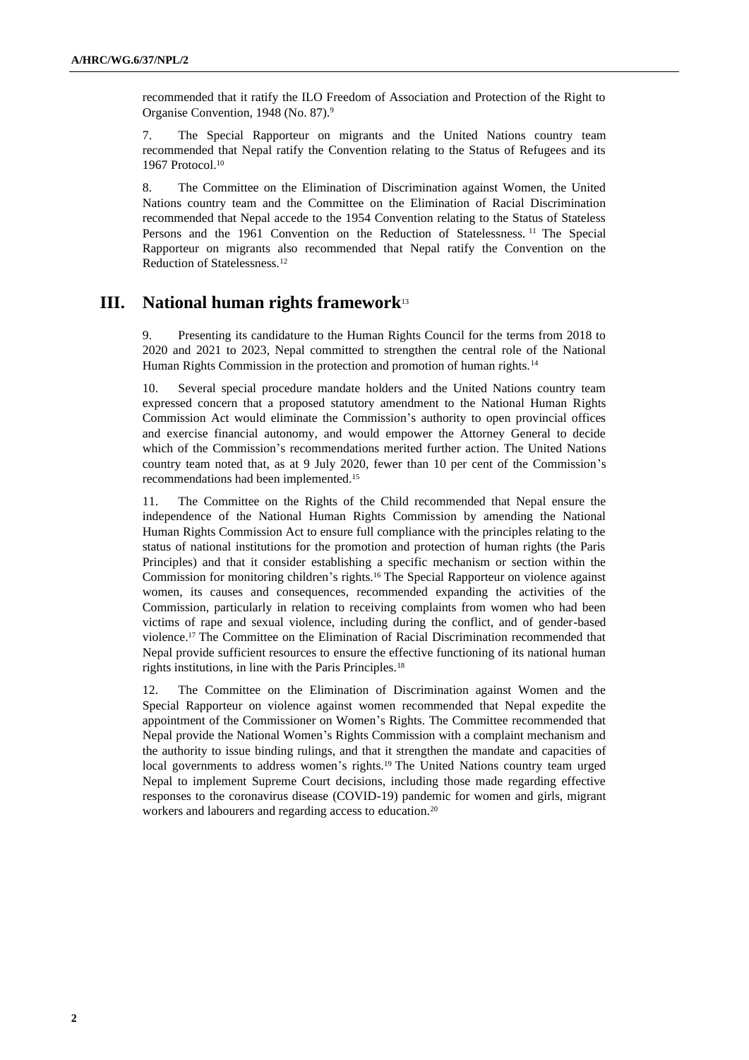recommended that it ratify the ILO Freedom of Association and Protection of the Right to Organise Convention, 1948 (No. 87).[9]

7. The Special Rapporteur on migrants and the United Nations country team recommended that Nepal ratify the Convention relating to the Status of Refugees and its 1967 Protocol.[10]

8. The Committee on the Elimination of Discrimination against Women, the United Nations country team and the Committee on the Elimination of Racial Discrimination recommended that Nepal accede to the 1954 Convention relating to the Status of Stateless Persons and the 1961 Convention on the Reduction of Statelessness.[11] The Special Rapporteur on migrants also recommended that Nepal ratify the Convention on the Reduction of Statelessness.[12]

## III. National human rights framework[13]

9. Presenting its candidature to the Human Rights Council for the terms from 2018 to 2020 and 2021 to 2023, Nepal committed to strengthen the central role of the National Human Rights Commission in the protection and promotion of human rights.[14]

10. Several special procedure mandate holders and the United Nations country team expressed concern that a proposed statutory amendment to the National Human Rights Commission Act would eliminate the Commission's authority to open provincial offices and exercise financial autonomy, and would empower the Attorney General to decide which of the Commission's recommendations merited further action. The United Nations country team noted that, as at 9 July 2020, fewer than 10 per cent of the Commission's recommendations had been implemented.[15]

11. The Committee on the Rights of the Child recommended that Nepal ensure the independence of the National Human Rights Commission by amending the National Human Rights Commission Act to ensure full compliance with the principles relating to the status of national institutions for the promotion and protection of human rights (the Paris Principles) and that it consider establishing a specific mechanism or section within the Commission for monitoring children's rights.[16] The Special Rapporteur on violence against women, its causes and consequences, recommended expanding the activities of the Commission, particularly in relation to receiving complaints from women who had been victims of rape and sexual violence, including during the conflict, and of gender-based violence.[17] The Committee on the Elimination of Racial Discrimination recommended that Nepal provide sufficient resources to ensure the effective functioning of its national human rights institutions, in line with the Paris Principles.[18]

12. The Committee on the Elimination of Discrimination against Women and the Special Rapporteur on violence against women recommended that Nepal expedite the appointment of the Commissioner on Women's Rights. The Committee recommended that Nepal provide the National Women's Rights Commission with a complaint mechanism and the authority to issue binding rulings, and that it strengthen the mandate and capacities of local governments to address women's rights.[19] The United Nations country team urged Nepal to implement Supreme Court decisions, including those made regarding effective responses to the coronavirus disease (COVID-19) pandemic for women and girls, migrant workers and labourers and regarding access to education.[20]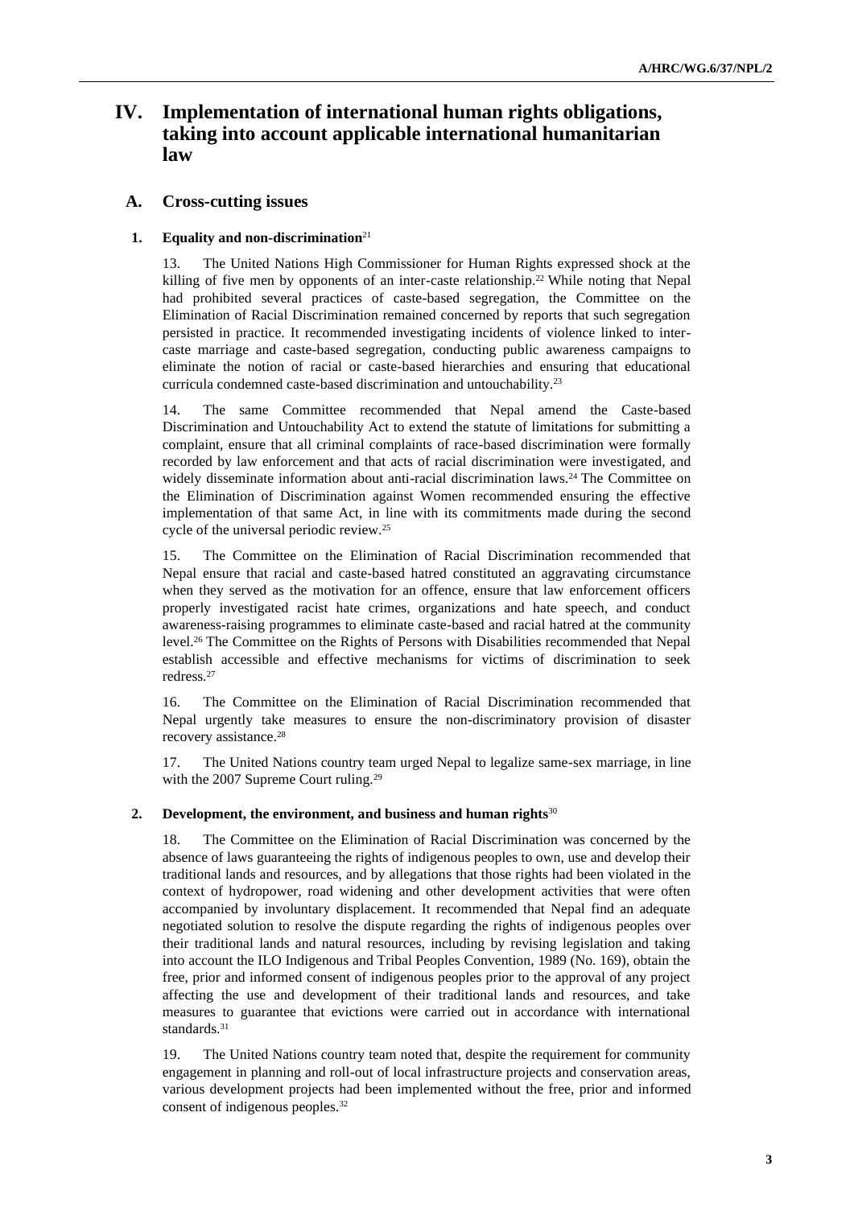# IV. Implementation of international human rights obligations, taking into account applicable international humanitarian law

## A. Cross-cutting issues

### 1. Equality and non-discrimination[21]

13. The United Nations High Commissioner for Human Rights expressed shock at the killing of five men by opponents of an inter-caste relationship.[22] While noting that Nepal had prohibited several practices of caste-based segregation, the Committee on the Elimination of Racial Discrimination remained concerned by reports that such segregation persisted in practice. It recommended investigating incidents of violence linked to inter-caste marriage and caste-based segregation, conducting public awareness campaigns to eliminate the notion of racial or caste-based hierarchies and ensuring that educational curricula condemned caste-based discrimination and untouchability.[23]

14. The same Committee recommended that Nepal amend the Caste-based Discrimination and Untouchability Act to extend the statute of limitations for submitting a complaint, ensure that all criminal complaints of race-based discrimination were formally recorded by law enforcement and that acts of racial discrimination were investigated, and widely disseminate information about anti-racial discrimination laws.[24] The Committee on the Elimination of Discrimination against Women recommended ensuring the effective implementation of that same Act, in line with its commitments made during the second cycle of the universal periodic review.[25]

15. The Committee on the Elimination of Racial Discrimination recommended that Nepal ensure that racial and caste-based hatred constituted an aggravating circumstance when they served as the motivation for an offence, ensure that law enforcement officers properly investigated racist hate crimes, organizations and hate speech, and conduct awareness-raising programmes to eliminate caste-based and racial hatred at the community level.[26] The Committee on the Rights of Persons with Disabilities recommended that Nepal establish accessible and effective mechanisms for victims of discrimination to seek redress.[27]

16. The Committee on the Elimination of Racial Discrimination recommended that Nepal urgently take measures to ensure the non-discriminatory provision of disaster recovery assistance.[28]

17. The United Nations country team urged Nepal to legalize same-sex marriage, in line with the 2007 Supreme Court ruling.[29]

### 2. Development, the environment, and business and human rights[30]

18. The Committee on the Elimination of Racial Discrimination was concerned by the absence of laws guaranteeing the rights of indigenous peoples to own, use and develop their traditional lands and resources, and by allegations that those rights had been violated in the context of hydropower, road widening and other development activities that were often accompanied by involuntary displacement. It recommended that Nepal find an adequate negotiated solution to resolve the dispute regarding the rights of indigenous peoples over their traditional lands and natural resources, including by revising legislation and taking into account the ILO Indigenous and Tribal Peoples Convention, 1989 (No. 169), obtain the free, prior and informed consent of indigenous peoples prior to the approval of any project affecting the use and development of their traditional lands and resources, and take measures to guarantee that evictions were carried out in accordance with international standards.[31]

19. The United Nations country team noted that, despite the requirement for community engagement in planning and roll-out of local infrastructure projects and conservation areas, various development projects had been implemented without the free, prior and informed consent of indigenous peoples.[32]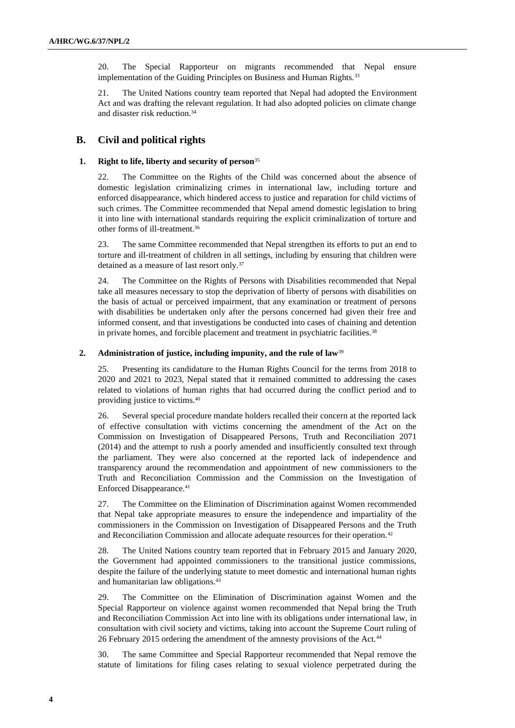20. The Special Rapporteur on migrants recommended that Nepal ensure implementation of the Guiding Principles on Business and Human Rights.[33]

21. The United Nations country team reported that Nepal had adopted the Environment Act and was drafting the relevant regulation. It had also adopted policies on climate change and disaster risk reduction.[34]

## B. Civil and political rights

### 1. Right to life, liberty and security of person[35]

22. The Committee on the Rights of the Child was concerned about the absence of domestic legislation criminalizing crimes in international law, including torture and enforced disappearance, which hindered access to justice and reparation for child victims of such crimes. The Committee recommended that Nepal amend domestic legislation to bring it into line with international standards requiring the explicit criminalization of torture and other forms of ill-treatment.[36]

23. The same Committee recommended that Nepal strengthen its efforts to put an end to torture and ill-treatment of children in all settings, including by ensuring that children were detained as a measure of last resort only.[37]

24. The Committee on the Rights of Persons with Disabilities recommended that Nepal take all measures necessary to stop the deprivation of liberty of persons with disabilities on the basis of actual or perceived impairment, that any examination or treatment of persons with disabilities be undertaken only after the persons concerned had given their free and informed consent, and that investigations be conducted into cases of chaining and detention in private homes, and forcible placement and treatment in psychiatric facilities.[38]

### 2. Administration of justice, including impunity, and the rule of law[39]

25. Presenting its candidature to the Human Rights Council for the terms from 2018 to 2020 and 2021 to 2023, Nepal stated that it remained committed to addressing the cases related to violations of human rights that had occurred during the conflict period and to providing justice to victims.[40]

26. Several special procedure mandate holders recalled their concern at the reported lack of effective consultation with victims concerning the amendment of the Act on the Commission on Investigation of Disappeared Persons, Truth and Reconciliation 2071 (2014) and the attempt to rush a poorly amended and insufficiently consulted text through the parliament. They were also concerned at the reported lack of independence and transparency around the recommendation and appointment of new commissioners to the Truth and Reconciliation Commission and the Commission on the Investigation of Enforced Disappearance.[41]

27. The Committee on the Elimination of Discrimination against Women recommended that Nepal take appropriate measures to ensure the independence and impartiality of the commissioners in the Commission on Investigation of Disappeared Persons and the Truth and Reconciliation Commission and allocate adequate resources for their operation.[42]

28. The United Nations country team reported that in February 2015 and January 2020, the Government had appointed commissioners to the transitional justice commissions, despite the failure of the underlying statute to meet domestic and international human rights and humanitarian law obligations.[43]

29. The Committee on the Elimination of Discrimination against Women and the Special Rapporteur on violence against women recommended that Nepal bring the Truth and Reconciliation Commission Act into line with its obligations under international law, in consultation with civil society and victims, taking into account the Supreme Court ruling of 26 February 2015 ordering the amendment of the amnesty provisions of the Act.[44]

30. The same Committee and Special Rapporteur recommended that Nepal remove the statute of limitations for filing cases relating to sexual violence perpetrated during the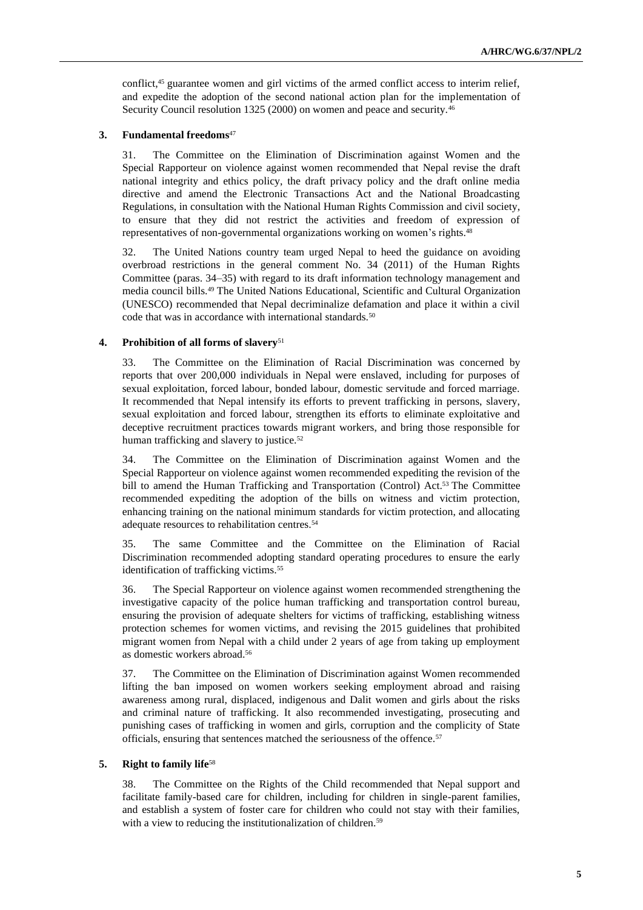conflict,[45] guarantee women and girl victims of the armed conflict access to interim relief, and expedite the adoption of the second national action plan for the implementation of Security Council resolution 1325 (2000) on women and peace and security.[46]

### 3. Fundamental freedoms[47]

31. The Committee on the Elimination of Discrimination against Women and the Special Rapporteur on violence against women recommended that Nepal revise the draft national integrity and ethics policy, the draft privacy policy and the draft online media directive and amend the Electronic Transactions Act and the National Broadcasting Regulations, in consultation with the National Human Rights Commission and civil society, to ensure that they did not restrict the activities and freedom of expression of representatives of non-governmental organizations working on women's rights.[48]

32. The United Nations country team urged Nepal to heed the guidance on avoiding overbroad restrictions in the general comment No. 34 (2011) of the Human Rights Committee (paras. 34–35) with regard to its draft information technology management and media council bills.[49] The United Nations Educational, Scientific and Cultural Organization (UNESCO) recommended that Nepal decriminalize defamation and place it within a civil code that was in accordance with international standards.[50]

### 4. Prohibition of all forms of slavery[51]

33. The Committee on the Elimination of Racial Discrimination was concerned by reports that over 200,000 individuals in Nepal were enslaved, including for purposes of sexual exploitation, forced labour, bonded labour, domestic servitude and forced marriage. It recommended that Nepal intensify its efforts to prevent trafficking in persons, slavery, sexual exploitation and forced labour, strengthen its efforts to eliminate exploitative and deceptive recruitment practices towards migrant workers, and bring those responsible for human trafficking and slavery to justice.[52]

34. The Committee on the Elimination of Discrimination against Women and the Special Rapporteur on violence against women recommended expediting the revision of the bill to amend the Human Trafficking and Transportation (Control) Act.[53] The Committee recommended expediting the adoption of the bills on witness and victim protection, enhancing training on the national minimum standards for victim protection, and allocating adequate resources to rehabilitation centres.[54]

35. The same Committee and the Committee on the Elimination of Racial Discrimination recommended adopting standard operating procedures to ensure the early identification of trafficking victims.[55]

36. The Special Rapporteur on violence against women recommended strengthening the investigative capacity of the police human trafficking and transportation control bureau, ensuring the provision of adequate shelters for victims of trafficking, establishing witness protection schemes for women victims, and revising the 2015 guidelines that prohibited migrant women from Nepal with a child under 2 years of age from taking up employment as domestic workers abroad.[56]

37. The Committee on the Elimination of Discrimination against Women recommended lifting the ban imposed on women workers seeking employment abroad and raising awareness among rural, displaced, indigenous and Dalit women and girls about the risks and criminal nature of trafficking. It also recommended investigating, prosecuting and punishing cases of trafficking in women and girls, corruption and the complicity of State officials, ensuring that sentences matched the seriousness of the offence.[57]

### 5. Right to family life[58]

38. The Committee on the Rights of the Child recommended that Nepal support and facilitate family-based care for children, including for children in single-parent families, and establish a system of foster care for children who could not stay with their families, with a view to reducing the institutionalization of children.[59]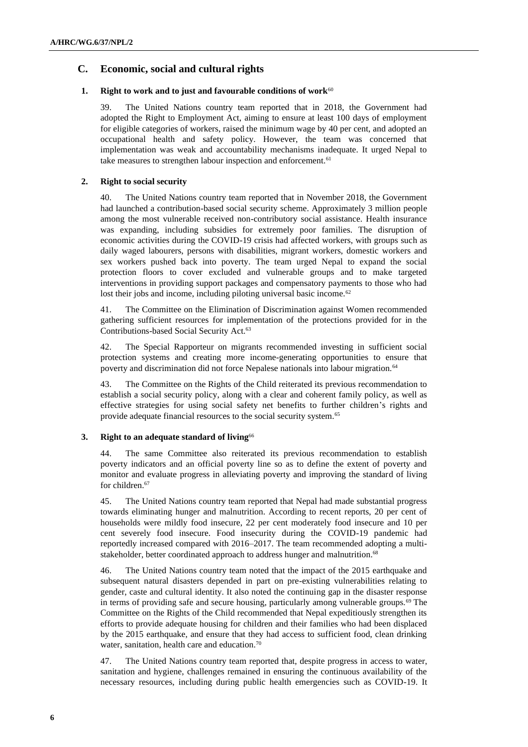## C. Economic, social and cultural rights

### 1. Right to work and to just and favourable conditions of work[60]

39. The United Nations country team reported that in 2018, the Government had adopted the Right to Employment Act, aiming to ensure at least 100 days of employment for eligible categories of workers, raised the minimum wage by 40 per cent, and adopted an occupational health and safety policy. However, the team was concerned that implementation was weak and accountability mechanisms inadequate. It urged Nepal to take measures to strengthen labour inspection and enforcement.[61]

### 2. Right to social security

40. The United Nations country team reported that in November 2018, the Government had launched a contribution-based social security scheme. Approximately 3 million people among the most vulnerable received non-contributory social assistance. Health insurance was expanding, including subsidies for extremely poor families. The disruption of economic activities during the COVID-19 crisis had affected workers, with groups such as daily waged labourers, persons with disabilities, migrant workers, domestic workers and sex workers pushed back into poverty. The team urged Nepal to expand the social protection floors to cover excluded and vulnerable groups and to make targeted interventions in providing support packages and compensatory payments to those who had lost their jobs and income, including piloting universal basic income.[62]

41. The Committee on the Elimination of Discrimination against Women recommended gathering sufficient resources for implementation of the protections provided for in the Contributions-based Social Security Act.[63]

42. The Special Rapporteur on migrants recommended investing in sufficient social protection systems and creating more income-generating opportunities to ensure that poverty and discrimination did not force Nepalese nationals into labour migration.[64]

43. The Committee on the Rights of the Child reiterated its previous recommendation to establish a social security policy, along with a clear and coherent family policy, as well as effective strategies for using social safety net benefits to further children's rights and provide adequate financial resources to the social security system.[65]

### 3. Right to an adequate standard of living[66]

44. The same Committee also reiterated its previous recommendation to establish poverty indicators and an official poverty line so as to define the extent of poverty and monitor and evaluate progress in alleviating poverty and improving the standard of living for children.[67]

45. The United Nations country team reported that Nepal had made substantial progress towards eliminating hunger and malnutrition. According to recent reports, 20 per cent of households were mildly food insecure, 22 per cent moderately food insecure and 10 per cent severely food insecure. Food insecurity during the COVID-19 pandemic had reportedly increased compared with 2016–2017. The team recommended adopting a multi-stakeholder, better coordinated approach to address hunger and malnutrition.[68]

46. The United Nations country team noted that the impact of the 2015 earthquake and subsequent natural disasters depended in part on pre-existing vulnerabilities relating to gender, caste and cultural identity. It also noted the continuing gap in the disaster response in terms of providing safe and secure housing, particularly among vulnerable groups.[69] The Committee on the Rights of the Child recommended that Nepal expeditiously strengthen its efforts to provide adequate housing for children and their families who had been displaced by the 2015 earthquake, and ensure that they had access to sufficient food, clean drinking water, sanitation, health care and education.[70]

47. The United Nations country team reported that, despite progress in access to water, sanitation and hygiene, challenges remained in ensuring the continuous availability of the necessary resources, including during public health emergencies such as COVID-19. It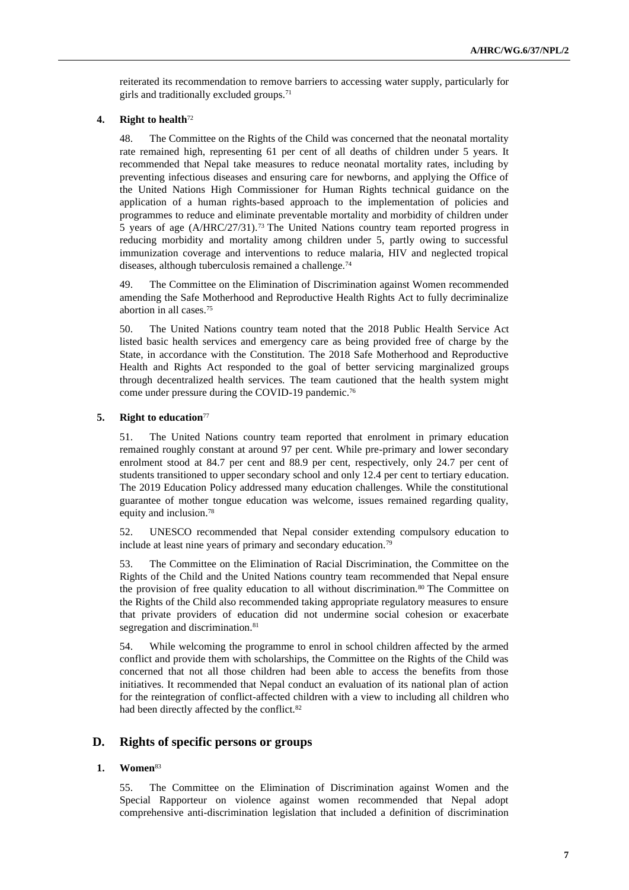reiterated its recommendation to remove barriers to accessing water supply, particularly for girls and traditionally excluded groups.[71]

#### 4. Right to health[72]

48. The Committee on the Rights of the Child was concerned that the neonatal mortality rate remained high, representing 61 per cent of all deaths of children under 5 years. It recommended that Nepal take measures to reduce neonatal mortality rates, including by preventing infectious diseases and ensuring care for newborns, and applying the Office of the United Nations High Commissioner for Human Rights technical guidance on the application of a human rights-based approach to the implementation of policies and programmes to reduce and eliminate preventable mortality and morbidity of children under 5 years of age (A/HRC/27/31).[73] The United Nations country team reported progress in reducing morbidity and mortality among children under 5, partly owing to successful immunization coverage and interventions to reduce malaria, HIV and neglected tropical diseases, although tuberculosis remained a challenge.[74]

49. The Committee on the Elimination of Discrimination against Women recommended amending the Safe Motherhood and Reproductive Health Rights Act to fully decriminalize abortion in all cases.[75]

50. The United Nations country team noted that the 2018 Public Health Service Act listed basic health services and emergency care as being provided free of charge by the State, in accordance with the Constitution. The 2018 Safe Motherhood and Reproductive Health and Rights Act responded to the goal of better servicing marginalized groups through decentralized health services. The team cautioned that the health system might come under pressure during the COVID-19 pandemic.[76]

#### 5. Right to education[77]

51. The United Nations country team reported that enrolment in primary education remained roughly constant at around 97 per cent. While pre-primary and lower secondary enrolment stood at 84.7 per cent and 88.9 per cent, respectively, only 24.7 per cent of students transitioned to upper secondary school and only 12.4 per cent to tertiary education. The 2019 Education Policy addressed many education challenges. While the constitutional guarantee of mother tongue education was welcome, issues remained regarding quality, equity and inclusion.[78]

52. UNESCO recommended that Nepal consider extending compulsory education to include at least nine years of primary and secondary education.[79]

53. The Committee on the Elimination of Racial Discrimination, the Committee on the Rights of the Child and the United Nations country team recommended that Nepal ensure the provision of free quality education to all without discrimination.[80] The Committee on the Rights of the Child also recommended taking appropriate regulatory measures to ensure that private providers of education did not undermine social cohesion or exacerbate segregation and discrimination.[81]

54. While welcoming the programme to enrol in school children affected by the armed conflict and provide them with scholarships, the Committee on the Rights of the Child was concerned that not all those children had been able to access the benefits from those initiatives. It recommended that Nepal conduct an evaluation of its national plan of action for the reintegration of conflict-affected children with a view to including all children who had been directly affected by the conflict.[82]

### D. Rights of specific persons or groups

#### 1. Women[83]

55. The Committee on the Elimination of Discrimination against Women and the Special Rapporteur on violence against women recommended that Nepal adopt comprehensive anti-discrimination legislation that included a definition of discrimination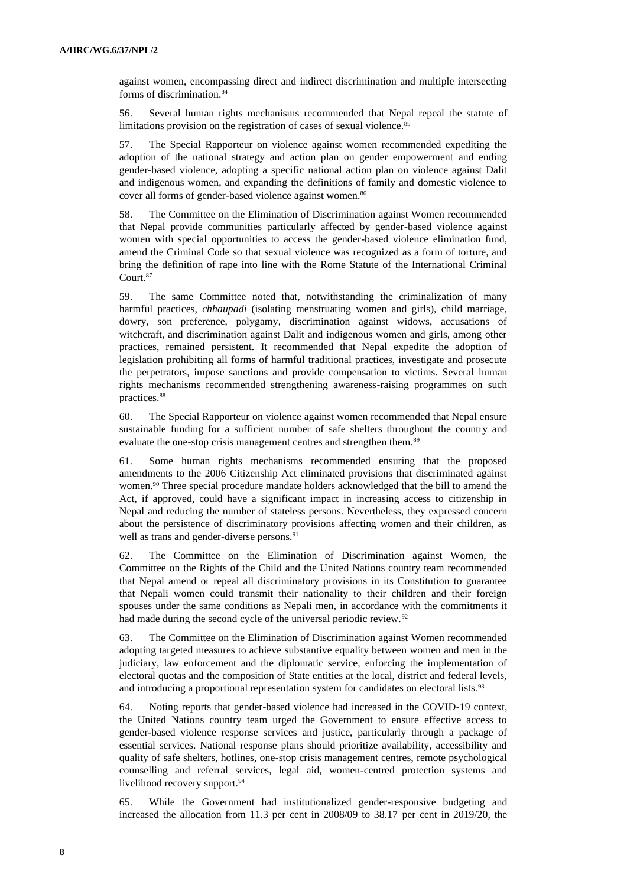against women, encompassing direct and indirect discrimination and multiple intersecting forms of discrimination.[84]

56. Several human rights mechanisms recommended that Nepal repeal the statute of limitations provision on the registration of cases of sexual violence.[85]

57. The Special Rapporteur on violence against women recommended expediting the adoption of the national strategy and action plan on gender empowerment and ending gender-based violence, adopting a specific national action plan on violence against Dalit and indigenous women, and expanding the definitions of family and domestic violence to cover all forms of gender-based violence against women.[86]

58. The Committee on the Elimination of Discrimination against Women recommended that Nepal provide communities particularly affected by gender-based violence against women with special opportunities to access the gender-based violence elimination fund, amend the Criminal Code so that sexual violence was recognized as a form of torture, and bring the definition of rape into line with the Rome Statute of the International Criminal Court.[87]

59. The same Committee noted that, notwithstanding the criminalization of many harmful practices, *chhaupadi* (isolating menstruating women and girls), child marriage, dowry, son preference, polygamy, discrimination against widows, accusations of witchcraft, and discrimination against Dalit and indigenous women and girls, among other practices, remained persistent. It recommended that Nepal expedite the adoption of legislation prohibiting all forms of harmful traditional practices, investigate and prosecute the perpetrators, impose sanctions and provide compensation to victims. Several human rights mechanisms recommended strengthening awareness-raising programmes on such practices.[88]

60. The Special Rapporteur on violence against women recommended that Nepal ensure sustainable funding for a sufficient number of safe shelters throughout the country and evaluate the one-stop crisis management centres and strengthen them.[89]

61. Some human rights mechanisms recommended ensuring that the proposed amendments to the 2006 Citizenship Act eliminated provisions that discriminated against women.[90] Three special procedure mandate holders acknowledged that the bill to amend the Act, if approved, could have a significant impact in increasing access to citizenship in Nepal and reducing the number of stateless persons. Nevertheless, they expressed concern about the persistence of discriminatory provisions affecting women and their children, as well as trans and gender-diverse persons.[91]

62. The Committee on the Elimination of Discrimination against Women, the Committee on the Rights of the Child and the United Nations country team recommended that Nepal amend or repeal all discriminatory provisions in its Constitution to guarantee that Nepali women could transmit their nationality to their children and their foreign spouses under the same conditions as Nepali men, in accordance with the commitments it had made during the second cycle of the universal periodic review.[92]

63. The Committee on the Elimination of Discrimination against Women recommended adopting targeted measures to achieve substantive equality between women and men in the judiciary, law enforcement and the diplomatic service, enforcing the implementation of electoral quotas and the composition of State entities at the local, district and federal levels, and introducing a proportional representation system for candidates on electoral lists.[93]

64. Noting reports that gender-based violence had increased in the COVID-19 context, the United Nations country team urged the Government to ensure effective access to gender-based violence response services and justice, particularly through a package of essential services. National response plans should prioritize availability, accessibility and quality of safe shelters, hotlines, one-stop crisis management centres, remote psychological counselling and referral services, legal aid, women-centred protection systems and livelihood recovery support.[94]

65. While the Government had institutionalized gender-responsive budgeting and increased the allocation from 11.3 per cent in 2008/09 to 38.17 per cent in 2019/20, the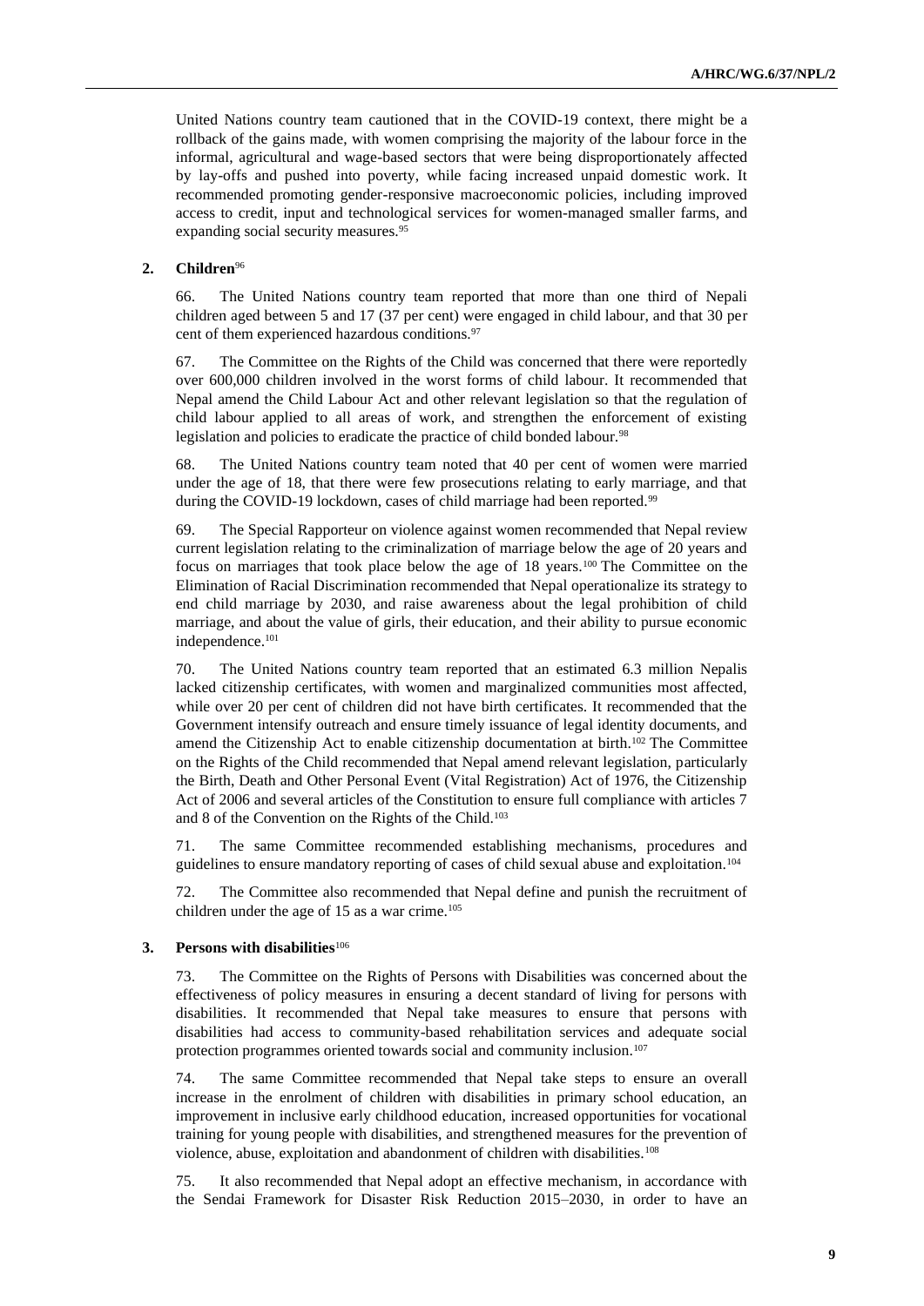United Nations country team cautioned that in the COVID-19 context, there might be a rollback of the gains made, with women comprising the majority of the labour force in the informal, agricultural and wage-based sectors that were being disproportionately affected by lay-offs and pushed into poverty, while facing increased unpaid domestic work. It recommended promoting gender-responsive macroeconomic policies, including improved access to credit, input and technological services for women-managed smaller farms, and expanding social security measures.[95]

### 2. Children[96]

66. The United Nations country team reported that more than one third of Nepali children aged between 5 and 17 (37 per cent) were engaged in child labour, and that 30 per cent of them experienced hazardous conditions.[97]

67. The Committee on the Rights of the Child was concerned that there were reportedly over 600,000 children involved in the worst forms of child labour. It recommended that Nepal amend the Child Labour Act and other relevant legislation so that the regulation of child labour applied to all areas of work, and strengthen the enforcement of existing legislation and policies to eradicate the practice of child bonded labour.[98]

68. The United Nations country team noted that 40 per cent of women were married under the age of 18, that there were few prosecutions relating to early marriage, and that during the COVID-19 lockdown, cases of child marriage had been reported.[99]

69. The Special Rapporteur on violence against women recommended that Nepal review current legislation relating to the criminalization of marriage below the age of 20 years and focus on marriages that took place below the age of 18 years.[100] The Committee on the Elimination of Racial Discrimination recommended that Nepal operationalize its strategy to end child marriage by 2030, and raise awareness about the legal prohibition of child marriage, and about the value of girls, their education, and their ability to pursue economic independence.[101]

70. The United Nations country team reported that an estimated 6.3 million Nepalis lacked citizenship certificates, with women and marginalized communities most affected, while over 20 per cent of children did not have birth certificates. It recommended that the Government intensify outreach and ensure timely issuance of legal identity documents, and amend the Citizenship Act to enable citizenship documentation at birth.[102] The Committee on the Rights of the Child recommended that Nepal amend relevant legislation, particularly the Birth, Death and Other Personal Event (Vital Registration) Act of 1976, the Citizenship Act of 2006 and several articles of the Constitution to ensure full compliance with articles 7 and 8 of the Convention on the Rights of the Child.[103]

71. The same Committee recommended establishing mechanisms, procedures and guidelines to ensure mandatory reporting of cases of child sexual abuse and exploitation.[104]

72. The Committee also recommended that Nepal define and punish the recruitment of children under the age of 15 as a war crime.[105]

### 3. Persons with disabilities[106]

73. The Committee on the Rights of Persons with Disabilities was concerned about the effectiveness of policy measures in ensuring a decent standard of living for persons with disabilities. It recommended that Nepal take measures to ensure that persons with disabilities had access to community-based rehabilitation services and adequate social protection programmes oriented towards social and community inclusion.[107]

74. The same Committee recommended that Nepal take steps to ensure an overall increase in the enrolment of children with disabilities in primary school education, an improvement in inclusive early childhood education, increased opportunities for vocational training for young people with disabilities, and strengthened measures for the prevention of violence, abuse, exploitation and abandonment of children with disabilities.[108]

75. It also recommended that Nepal adopt an effective mechanism, in accordance with the Sendai Framework for Disaster Risk Reduction 2015–2030, in order to have an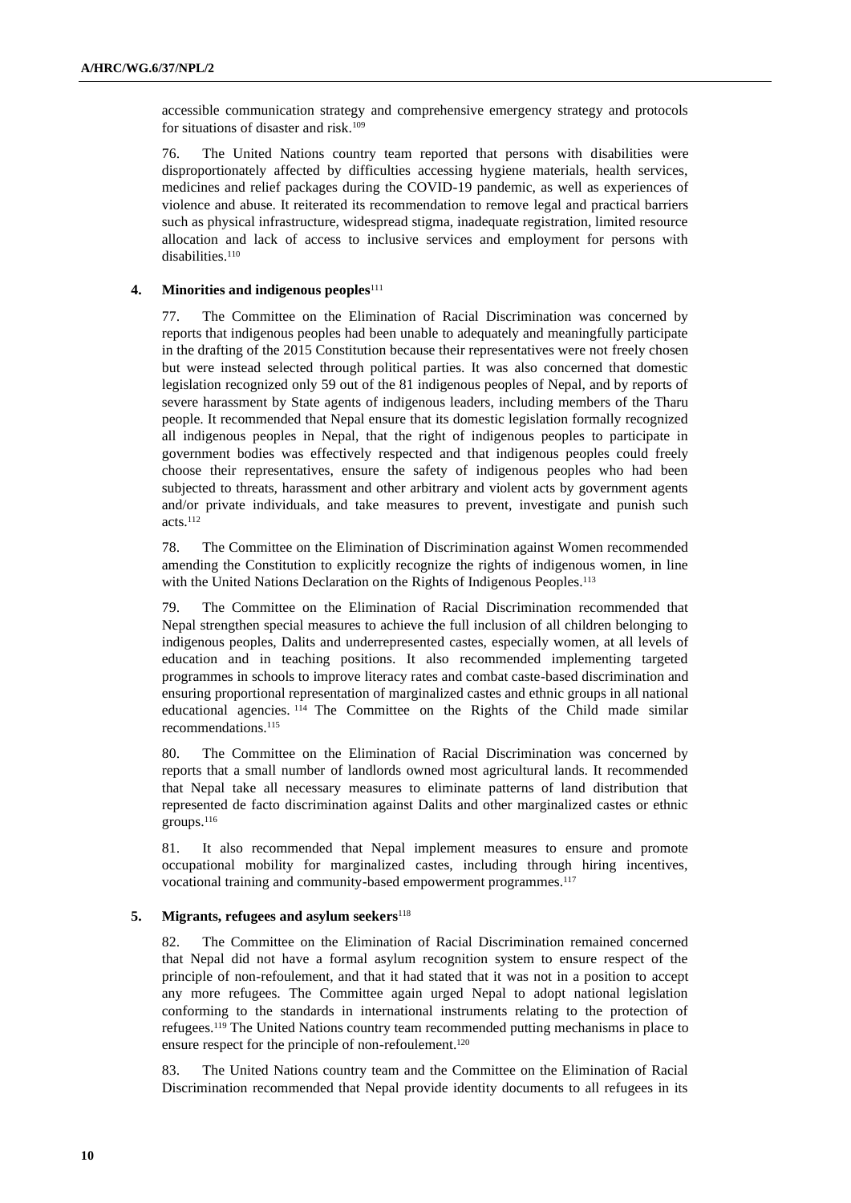accessible communication strategy and comprehensive emergency strategy and protocols for situations of disaster and risk.[109]

76. The United Nations country team reported that persons with disabilities were disproportionately affected by difficulties accessing hygiene materials, health services, medicines and relief packages during the COVID-19 pandemic, as well as experiences of violence and abuse. It reiterated its recommendation to remove legal and practical barriers such as physical infrastructure, widespread stigma, inadequate registration, limited resource allocation and lack of access to inclusive services and employment for persons with disabilities.[110]

#### 4. Minorities and indigenous peoples[111]

77. The Committee on the Elimination of Racial Discrimination was concerned by reports that indigenous peoples had been unable to adequately and meaningfully participate in the drafting of the 2015 Constitution because their representatives were not freely chosen but were instead selected through political parties. It was also concerned that domestic legislation recognized only 59 out of the 81 indigenous peoples of Nepal, and by reports of severe harassment by State agents of indigenous leaders, including members of the Tharu people. It recommended that Nepal ensure that its domestic legislation formally recognized all indigenous peoples in Nepal, that the right of indigenous peoples to participate in government bodies was effectively respected and that indigenous peoples could freely choose their representatives, ensure the safety of indigenous peoples who had been subjected to threats, harassment and other arbitrary and violent acts by government agents and/or private individuals, and take measures to prevent, investigate and punish such acts.[112]

78. The Committee on the Elimination of Discrimination against Women recommended amending the Constitution to explicitly recognize the rights of indigenous women, in line with the United Nations Declaration on the Rights of Indigenous Peoples.[113]

79. The Committee on the Elimination of Racial Discrimination recommended that Nepal strengthen special measures to achieve the full inclusion of all children belonging to indigenous peoples, Dalits and underrepresented castes, especially women, at all levels of education and in teaching positions. It also recommended implementing targeted programmes in schools to improve literacy rates and combat caste-based discrimination and ensuring proportional representation of marginalized castes and ethnic groups in all national educational agencies.[114] The Committee on the Rights of the Child made similar recommendations.[115]

80. The Committee on the Elimination of Racial Discrimination was concerned by reports that a small number of landlords owned most agricultural lands. It recommended that Nepal take all necessary measures to eliminate patterns of land distribution that represented de facto discrimination against Dalits and other marginalized castes or ethnic groups.[116]

81. It also recommended that Nepal implement measures to ensure and promote occupational mobility for marginalized castes, including through hiring incentives, vocational training and community-based empowerment programmes.[117]

#### 5. Migrants, refugees and asylum seekers[118]

82. The Committee on the Elimination of Racial Discrimination remained concerned that Nepal did not have a formal asylum recognition system to ensure respect of the principle of non-refoulement, and that it had stated that it was not in a position to accept any more refugees. The Committee again urged Nepal to adopt national legislation conforming to the standards in international instruments relating to the protection of refugees.[119] The United Nations country team recommended putting mechanisms in place to ensure respect for the principle of non-refoulement.[120]

83. The United Nations country team and the Committee on the Elimination of Racial Discrimination recommended that Nepal provide identity documents to all refugees in its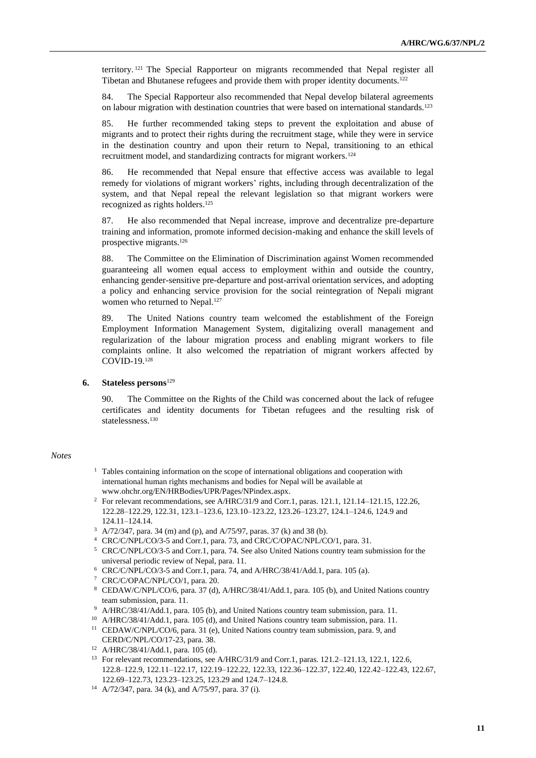territory.[121] The Special Rapporteur on migrants recommended that Nepal register all Tibetan and Bhutanese refugees and provide them with proper identity documents.[122]

84. The Special Rapporteur also recommended that Nepal develop bilateral agreements on labour migration with destination countries that were based on international standards.[123]

85. He further recommended taking steps to prevent the exploitation and abuse of migrants and to protect their rights during the recruitment stage, while they were in service in the destination country and upon their return to Nepal, transitioning to an ethical recruitment model, and standardizing contracts for migrant workers.[124]

86. He recommended that Nepal ensure that effective access was available to legal remedy for violations of migrant workers' rights, including through decentralization of the system, and that Nepal repeal the relevant legislation so that migrant workers were recognized as rights holders.[125]

87. He also recommended that Nepal increase, improve and decentralize pre-departure training and information, promote informed decision-making and enhance the skill levels of prospective migrants.[126]

88. The Committee on the Elimination of Discrimination against Women recommended guaranteeing all women equal access to employment within and outside the country, enhancing gender-sensitive pre-departure and post-arrival orientation services, and adopting a policy and enhancing service provision for the social reintegration of Nepali migrant women who returned to Nepal.[127]

89. The United Nations country team welcomed the establishment of the Foreign Employment Information Management System, digitalizing overall management and regularization of the labour migration process and enabling migrant workers to file complaints online. It also welcomed the repatriation of migrant workers affected by COVID-19.[128]

### 6. Stateless persons[129]

90. The Committee on the Rights of the Child was concerned about the lack of refugee certificates and identity documents for Tibetan refugees and the resulting risk of statelessness.[130]

*Notes*

1 Tables containing information on the scope of international obligations and cooperation with international human rights mechanisms and bodies for Nepal will be available at www.ohchr.org/EN/HRBodies/UPR/Pages/NPindex.aspx.

2 For relevant recommendations, see A/HRC/31/9 and Corr.1, paras. 121.1, 121.14–121.15, 122.26, 122.28–122.29, 122.31, 123.1–123.6, 123.10–123.22, 123.26–123.27, 124.1–124.6, 124.9 and 124.11–124.14.

3 A/72/347, para. 34 (m) and (p), and A/75/97, paras. 37 (k) and 38 (b).

4 CRC/C/NPL/CO/3-5 and Corr.1, para. 73, and CRC/C/OPAC/NPL/CO/1, para. 31.

5 CRC/C/NPL/CO/3-5 and Corr.1, para. 74. See also United Nations country team submission for the universal periodic review of Nepal, para. 11.

6 CRC/C/NPL/CO/3-5 and Corr.1, para. 74, and A/HRC/38/41/Add.1, para. 105 (a).

7 CRC/C/OPAC/NPL/CO/1, para. 20.

8 CEDAW/C/NPL/CO/6, para. 37 (d), A/HRC/38/41/Add.1, para. 105 (b), and United Nations country team submission, para. 11.

9 A/HRC/38/41/Add.1, para. 105 (b), and United Nations country team submission, para. 11.

10 A/HRC/38/41/Add.1, para. 105 (d), and United Nations country team submission, para. 11.

11 CEDAW/C/NPL/CO/6, para. 31 (e), United Nations country team submission, para. 9, and CERD/C/NPL/CO/17-23, para. 38.

12 A/HRC/38/41/Add.1, para. 105 (d).

13 For relevant recommendations, see A/HRC/31/9 and Corr.1, paras. 121.2–121.13, 122.1, 122.6, 122.8–122.9, 122.11–122.17, 122.19–122.22, 122.33, 122.36–122.37, 122.40, 122.42–122.43, 122.67, 122.69–122.73, 123.23–123.25, 123.29 and 124.7–124.8.

14 A/72/347, para. 34 (k), and A/75/97, para. 37 (i).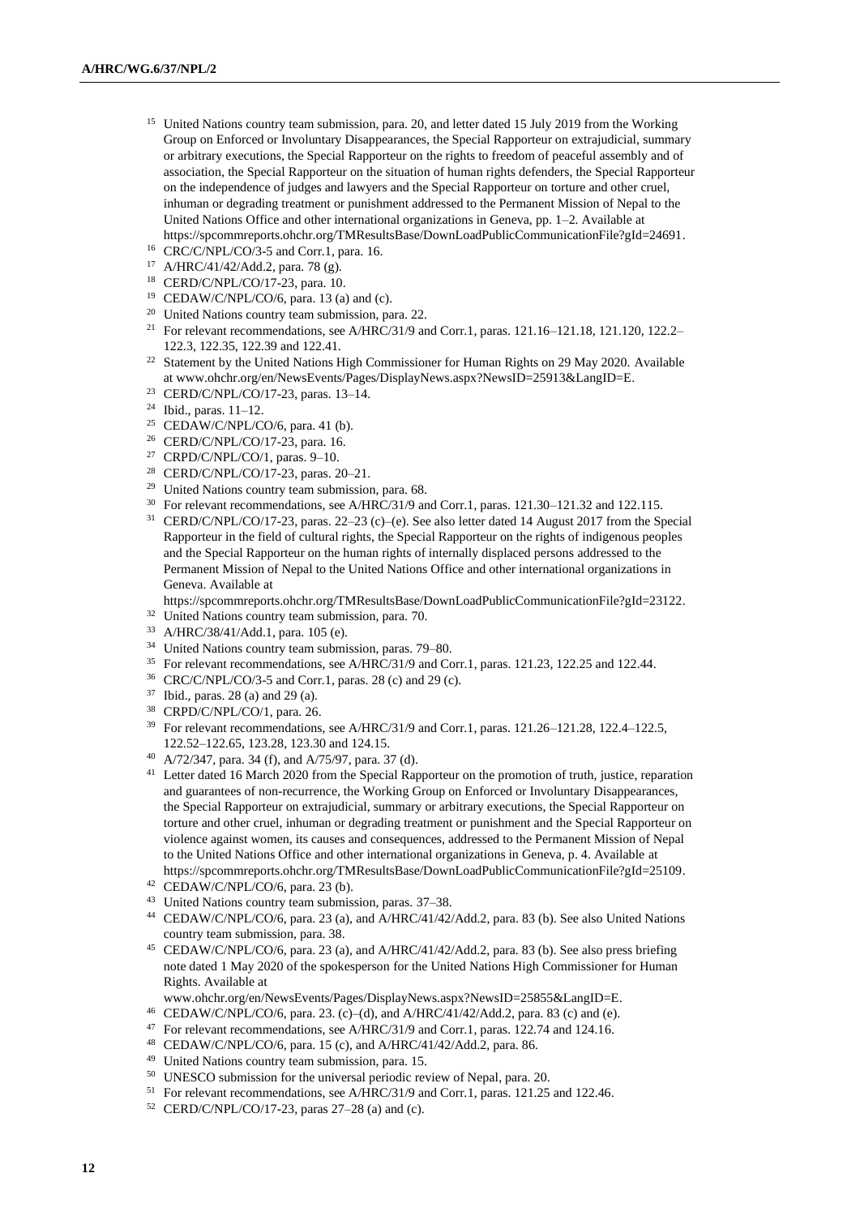[15] United Nations country team submission, para. 20, and letter dated 15 July 2019 from the Working Group on Enforced or Involuntary Disappearances, the Special Rapporteur on extrajudicial, summary or arbitrary executions, the Special Rapporteur on the rights to freedom of peaceful assembly and of association, the Special Rapporteur on the situation of human rights defenders, the Special Rapporteur on the independence of judges and lawyers and the Special Rapporteur on torture and other cruel, inhuman or degrading treatment or punishment addressed to the Permanent Mission of Nepal to the United Nations Office and other international organizations in Geneva, pp. 1–2. Available at https://spcommreports.ohchr.org/TMResultsBase/DownLoadPublicCommunicationFile?gId=24691.

[16] CRC/C/NPL/CO/3-5 and Corr.1, para. 16.

[17] A/HRC/41/42/Add.2, para. 78 (g).

[18] CERD/C/NPL/CO/17-23, para. 10.

[19] CEDAW/C/NPL/CO/6, para. 13 (a) and (c).

[20] United Nations country team submission, para. 22.

[21] For relevant recommendations, see A/HRC/31/9 and Corr.1, paras. 121.16–121.18, 121.120, 122.2–122.3, 122.35, 122.39 and 122.41.

[22] Statement by the United Nations High Commissioner for Human Rights on 29 May 2020. Available at www.ohchr.org/en/NewsEvents/Pages/DisplayNews.aspx?NewsID=25913&LangID=E.

[23] CERD/C/NPL/CO/17-23, paras. 13–14.

[24] Ibid., paras. 11–12.

[25] CEDAW/C/NPL/CO/6, para. 41 (b).

[26] CERD/C/NPL/CO/17-23, para. 16.

[27] CRPD/C/NPL/CO/1, paras. 9–10.

[28] CERD/C/NPL/CO/17-23, paras. 20–21.

[29] United Nations country team submission, para. 68.

[30] For relevant recommendations, see A/HRC/31/9 and Corr.1, paras. 121.30–121.32 and 122.115.

[31] CERD/C/NPL/CO/17-23, paras. 22–23 (c)–(e). See also letter dated 14 August 2017 from the Special Rapporteur in the field of cultural rights, the Special Rapporteur on the rights of indigenous peoples and the Special Rapporteur on the human rights of internally displaced persons addressed to the Permanent Mission of Nepal to the United Nations Office and other international organizations in Geneva. Available at https://spcommreports.ohchr.org/TMResultsBase/DownLoadPublicCommunicationFile?gId=23122.

[32] United Nations country team submission, para. 70.

[33] A/HRC/38/41/Add.1, para. 105 (e).

[34] United Nations country team submission, paras. 79–80.

[35] For relevant recommendations, see A/HRC/31/9 and Corr.1, paras. 121.23, 122.25 and 122.44.

[36] CRC/C/NPL/CO/3-5 and Corr.1, paras. 28 (c) and 29 (c).

[37] Ibid., paras. 28 (a) and 29 (a).

[38] CRPD/C/NPL/CO/1, para. 26.

[39] For relevant recommendations, see A/HRC/31/9 and Corr.1, paras. 121.26–121.28, 122.4–122.5, 122.52–122.65, 123.28, 123.30 and 124.15.

[40] A/72/347, para. 34 (f), and A/75/97, para. 37 (d).

[41] Letter dated 16 March 2020 from the Special Rapporteur on the promotion of truth, justice, reparation and guarantees of non-recurrence, the Working Group on Enforced or Involuntary Disappearances, the Special Rapporteur on extrajudicial, summary or arbitrary executions, the Special Rapporteur on torture and other cruel, inhuman or degrading treatment or punishment and the Special Rapporteur on violence against women, its causes and consequences, addressed to the Permanent Mission of Nepal to the United Nations Office and other international organizations in Geneva, p. 4. Available at https://spcommreports.ohchr.org/TMResultsBase/DownLoadPublicCommunicationFile?gId=25109.

[42] CEDAW/C/NPL/CO/6, para. 23 (b).

[43] United Nations country team submission, paras. 37–38.

[44] CEDAW/C/NPL/CO/6, para. 23 (a), and A/HRC/41/42/Add.2, para. 83 (b). See also United Nations country team submission, para. 38.

[45] CEDAW/C/NPL/CO/6, para. 23 (a), and A/HRC/41/42/Add.2, para. 83 (b). See also press briefing note dated 1 May 2020 of the spokesperson for the United Nations High Commissioner for Human Rights. Available at www.ohchr.org/en/NewsEvents/Pages/DisplayNews.aspx?NewsID=25855&LangID=E.

[46] CEDAW/C/NPL/CO/6, para. 23. (c)–(d), and A/HRC/41/42/Add.2, para. 83 (c) and (e).

[47] For relevant recommendations, see A/HRC/31/9 and Corr.1, paras. 122.74 and 124.16.

[48] CEDAW/C/NPL/CO/6, para. 15 (c), and A/HRC/41/42/Add.2, para. 86.

[49] United Nations country team submission, para. 15.

[50] UNESCO submission for the universal periodic review of Nepal, para. 20.

[51] For relevant recommendations, see A/HRC/31/9 and Corr.1, paras. 121.25 and 122.46.

[52] CERD/C/NPL/CO/17-23, paras 27–28 (a) and (c).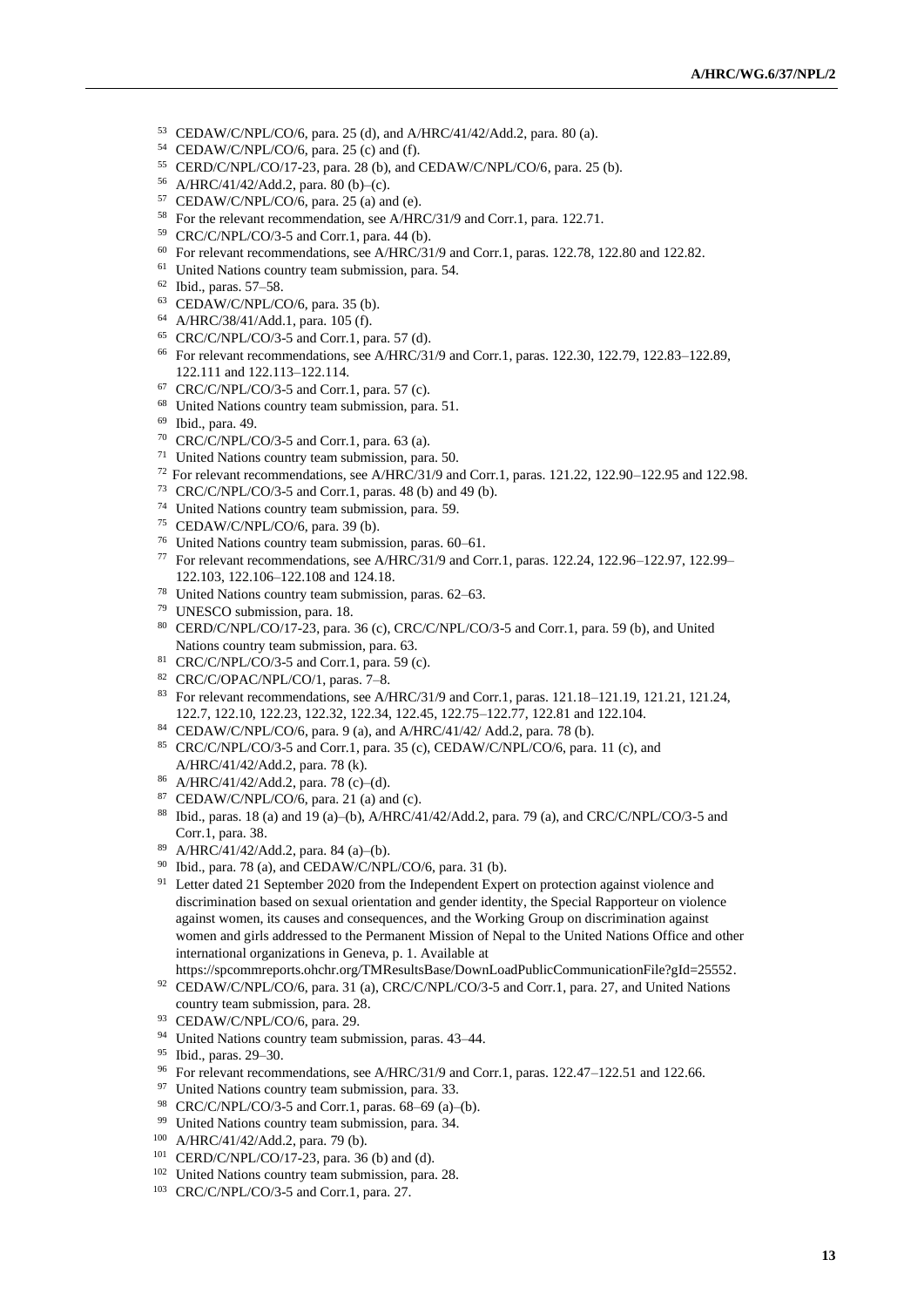[53] CEDAW/C/NPL/CO/6, para. 25 (d), and A/HRC/41/42/Add.2, para. 80 (a).

[54] CEDAW/C/NPL/CO/6, para. 25 (c) and (f).

[55] CERD/C/NPL/CO/17-23, para. 28 (b), and CEDAW/C/NPL/CO/6, para. 25 (b).

[56] A/HRC/41/42/Add.2, para. 80 (b)–(c).

[57] CEDAW/C/NPL/CO/6, para. 25 (a) and (e).

[58] For the relevant recommendation, see A/HRC/31/9 and Corr.1, para. 122.71.

[59] CRC/C/NPL/CO/3-5 and Corr.1, para. 44 (b).

[60] For relevant recommendations, see A/HRC/31/9 and Corr.1, paras. 122.78, 122.80 and 122.82.

[61] United Nations country team submission, para. 54.

[62] Ibid., paras. 57–58.

[63] CEDAW/C/NPL/CO/6, para. 35 (b).

[64] A/HRC/38/41/Add.1, para. 105 (f).

[65] CRC/C/NPL/CO/3-5 and Corr.1, para. 57 (d).

[66] For relevant recommendations, see A/HRC/31/9 and Corr.1, paras. 122.30, 122.79, 122.83–122.89, 122.111 and 122.113–122.114.

[67] CRC/C/NPL/CO/3-5 and Corr.1, para. 57 (c).

[68] United Nations country team submission, para. 51.

[69] Ibid., para. 49.

[70] CRC/C/NPL/CO/3-5 and Corr.1, para. 63 (a).

[71] United Nations country team submission, para. 50.

[72] For relevant recommendations, see A/HRC/31/9 and Corr.1, paras. 121.22, 122.90–122.95 and 122.98.

[73] CRC/C/NPL/CO/3-5 and Corr.1, paras. 48 (b) and 49 (b).

[74] United Nations country team submission, para. 59.

[75] CEDAW/C/NPL/CO/6, para. 39 (b).

[76] United Nations country team submission, paras. 60–61.

[77] For relevant recommendations, see A/HRC/31/9 and Corr.1, paras. 122.24, 122.96–122.97, 122.99–122.103, 122.106–122.108 and 124.18.

[78] United Nations country team submission, paras. 62–63.

[79] UNESCO submission, para. 18.

[80] CERD/C/NPL/CO/17-23, para. 36 (c), CRC/C/NPL/CO/3-5 and Corr.1, para. 59 (b), and United Nations country team submission, para. 63.

[81] CRC/C/NPL/CO/3-5 and Corr.1, para. 59 (c).

[82] CRC/C/OPAC/NPL/CO/1, paras. 7–8.

[83] For relevant recommendations, see A/HRC/31/9 and Corr.1, paras. 121.18–121.19, 121.21, 121.24, 122.7, 122.10, 122.23, 122.32, 122.34, 122.45, 122.75–122.77, 122.81 and 122.104.

[84] CEDAW/C/NPL/CO/6, para. 9 (a), and A/HRC/41/42/ Add.2, para. 78 (b).

[85] CRC/C/NPL/CO/3-5 and Corr.1, para. 35 (c), CEDAW/C/NPL/CO/6, para. 11 (c), and A/HRC/41/42/Add.2, para. 78 (k).

[86] A/HRC/41/42/Add.2, para. 78 (c)–(d).

[87] CEDAW/C/NPL/CO/6, para. 21 (a) and (c).

[88] Ibid., paras. 18 (a) and 19 (a)–(b), A/HRC/41/42/Add.2, para. 79 (a), and CRC/C/NPL/CO/3-5 and Corr.1, para. 38.

[89] A/HRC/41/42/Add.2, para. 84 (a)–(b).

[90] Ibid., para. 78 (a), and CEDAW/C/NPL/CO/6, para. 31 (b).

[91] Letter dated 21 September 2020 from the Independent Expert on protection against violence and discrimination based on sexual orientation and gender identity, the Special Rapporteur on violence against women, its causes and consequences, and the Working Group on discrimination against women and girls addressed to the Permanent Mission of Nepal to the United Nations Office and other international organizations in Geneva, p. 1. Available at https://spcommreports.ohchr.org/TMResultsBase/DownLoadPublicCommunicationFile?gId=25552.

[92] CEDAW/C/NPL/CO/6, para. 31 (a), CRC/C/NPL/CO/3-5 and Corr.1, para. 27, and United Nations country team submission, para. 28.

[93] CEDAW/C/NPL/CO/6, para. 29.

[94] United Nations country team submission, paras. 43–44.

[95] Ibid., paras. 29–30.

[96] For relevant recommendations, see A/HRC/31/9 and Corr.1, paras. 122.47–122.51 and 122.66.

[97] United Nations country team submission, para. 33.

[98] CRC/C/NPL/CO/3-5 and Corr.1, paras. 68–69 (a)–(b).

[99] United Nations country team submission, para. 34.

[100] A/HRC/41/42/Add.2, para. 79 (b).

[101] CERD/C/NPL/CO/17-23, para. 36 (b) and (d).

[102] United Nations country team submission, para. 28.

[103] CRC/C/NPL/CO/3-5 and Corr.1, para. 27.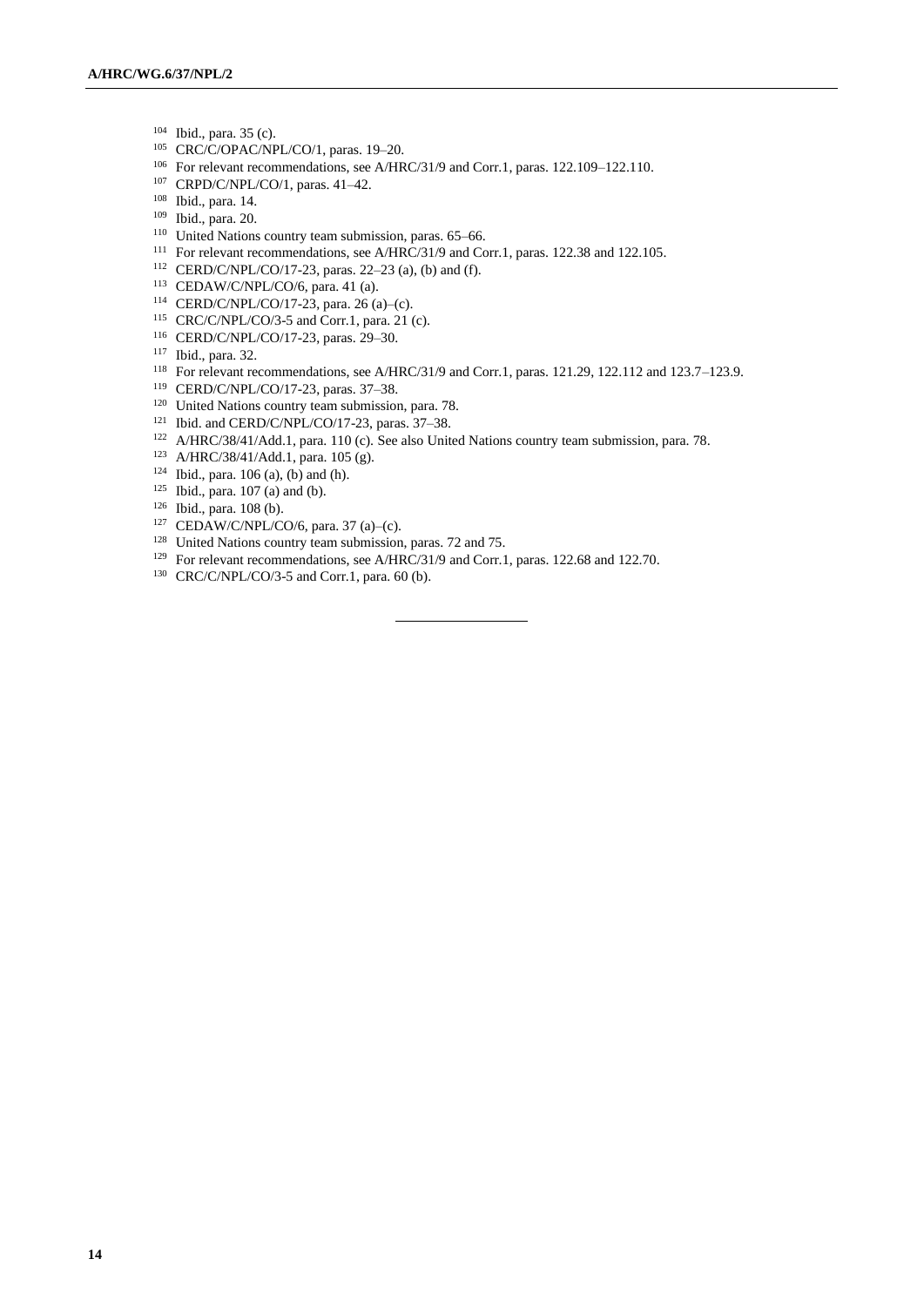[104] Ibid., para. 35 (c).
[105] CRC/C/OPAC/NPL/CO/1, paras. 19–20.
[106] For relevant recommendations, see A/HRC/31/9 and Corr.1, paras. 122.109–122.110.
[107] CRPD/C/NPL/CO/1, paras. 41–42.
[108] Ibid., para. 14.
[109] Ibid., para. 20.
[110] United Nations country team submission, paras. 65–66.
[111] For relevant recommendations, see A/HRC/31/9 and Corr.1, paras. 122.38 and 122.105.
[112] CERD/C/NPL/CO/17-23, paras. 22–23 (a), (b) and (f).
[113] CEDAW/C/NPL/CO/6, para. 41 (a).
[114] CERD/C/NPL/CO/17-23, para. 26 (a)–(c).
[115] CRC/C/NPL/CO/3-5 and Corr.1, para. 21 (c).
[116] CERD/C/NPL/CO/17-23, paras. 29–30.
[117] Ibid., para. 32.
[118] For relevant recommendations, see A/HRC/31/9 and Corr.1, paras. 121.29, 122.112 and 123.7–123.9.
[119] CERD/C/NPL/CO/17-23, paras. 37–38.
[120] United Nations country team submission, para. 78.
[121] Ibid. and CERD/C/NPL/CO/17-23, paras. 37–38.
[122] A/HRC/38/41/Add.1, para. 110 (c). See also United Nations country team submission, para. 78.
[123] A/HRC/38/41/Add.1, para. 105 (g).
[124] Ibid., para. 106 (a), (b) and (h).
[125] Ibid., para. 107 (a) and (b).
[126] Ibid., para. 108 (b).
[127] CEDAW/C/NPL/CO/6, para. 37 (a)–(c).
[128] United Nations country team submission, paras. 72 and 75.
[129] For relevant recommendations, see A/HRC/31/9 and Corr.1, paras. 122.68 and 122.70.
[130] CRC/C/NPL/CO/3-5 and Corr.1, para. 60 (b).